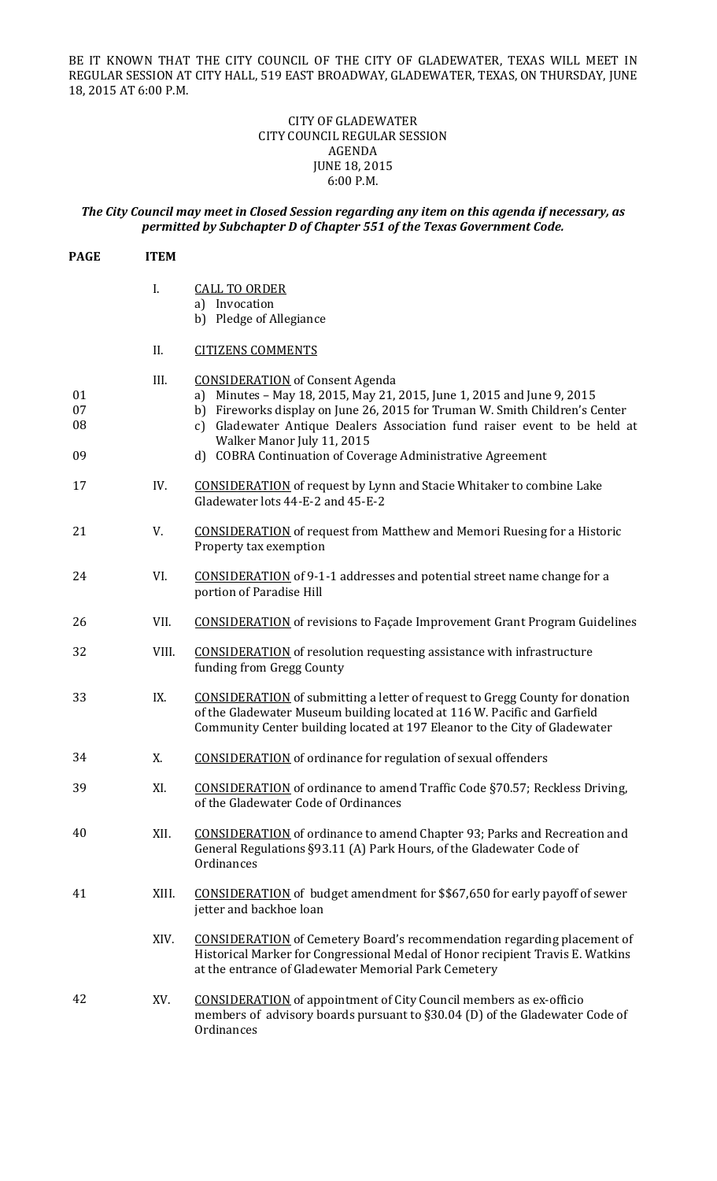BE IT KNOWN THAT THE CITY COUNCIL OF THE CITY OF GLADEWATER, TEXAS WILL MEET IN REGULAR SESSION AT CITY HALL, 519 EAST BROADWAY, GLADEWATER, TEXAS, ON THURSDAY, JUNE 18, 2015 AT 6:00 P.M.

CITY OF GLADEWATER
CITY COUNCIL REGULAR SESSION
AGENDA
JUNE 18, 2015
6:00 P.M.

***The City Council may meet in Closed Session regarding any item on this agenda if necessary, as permitted by Subchapter D of Chapter 551 of the Texas Government Code.***

| PAGE | ITEM | |
|---|---|---|
| | I. | CALL TO ORDER<br>a) Invocation<br>b) Pledge of Allegiance |
| | II. | CITIZENS COMMENTS |
| | III. | CONSIDERATION of Consent Agenda |
| 01 | | a) Minutes – May 18, 2015, May 21, 2015, June 1, 2015 and June 9, 2015 |
| 07 | | b) Fireworks display on June 26, 2015 for Truman W. Smith Children's Center |
| 08 | | c) Gladewater Antique Dealers Association fund raiser event to be held at Walker Manor July 11, 2015 |
| 09 | | d) COBRA Continuation of Coverage Administrative Agreement |
| 17 | IV. | CONSIDERATION of request by Lynn and Stacie Whitaker to combine Lake Gladewater lots 44-E-2 and 45-E-2 |
| 21 | V. | CONSIDERATION of request from Matthew and Memori Ruesing for a Historic Property tax exemption |
| 24 | VI. | CONSIDERATION of 9-1-1 addresses and potential street name change for a portion of Paradise Hill |
| 26 | VII. | CONSIDERATION of revisions to Façade Improvement Grant Program Guidelines |
| 32 | VIII. | CONSIDERATION of resolution requesting assistance with infrastructure funding from Gregg County |
| 33 | IX. | CONSIDERATION of submitting a letter of request to Gregg County for donation of the Gladewater Museum building located at 116 W. Pacific and Garfield Community Center building located at 197 Eleanor to the City of Gladewater |
| 34 | X. | CONSIDERATION of ordinance for regulation of sexual offenders |
| 39 | XI. | CONSIDERATION of ordinance to amend Traffic Code §70.57; Reckless Driving, of the Gladewater Code of Ordinances |
| 40 | XII. | CONSIDERATION of ordinance to amend Chapter 93; Parks and Recreation and General Regulations §93.11 (A) Park Hours, of the Gladewater Code of Ordinances |
| 41 | XIII. | CONSIDERATION of budget amendment for $$67,650 for early payoff of sewer jetter and backhoe loan |
| | XIV. | CONSIDERATION of Cemetery Board's recommendation regarding placement of Historical Marker for Congressional Medal of Honor recipient Travis E. Watkins at the entrance of Gladewater Memorial Park Cemetery |
| 42 | XV. | CONSIDERATION of appointment of City Council members as ex-officio members of advisory boards pursuant to §30.04 (D) of the Gladewater Code of Ordinances |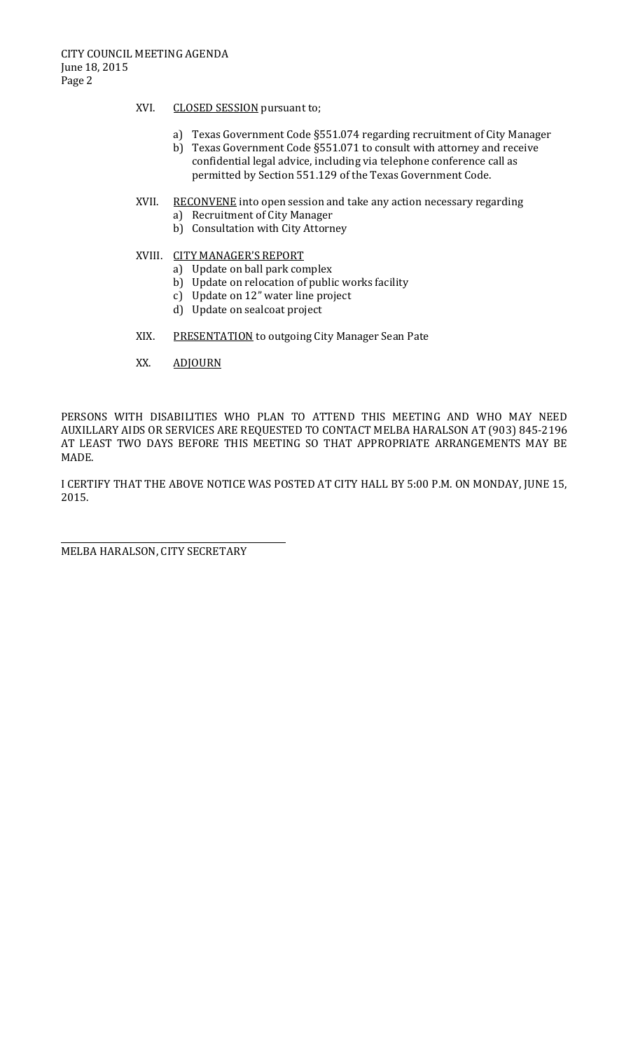XVI. CLOSED SESSION pursuant to;

a) Texas Government Code §551.074 regarding recruitment of City Manager
b) Texas Government Code §551.071 to consult with attorney and receive confidential legal advice, including via telephone conference call as permitted by Section 551.129 of the Texas Government Code.

XVII. RECONVENE into open session and take any action necessary regarding

a) Recruitment of City Manager
b) Consultation with City Attorney

XVIII. CITY MANAGER'S REPORT

a) Update on ball park complex
b) Update on relocation of public works facility
c) Update on 12" water line project
d) Update on sealcoat project

XIX. PRESENTATION to outgoing City Manager Sean Pate

XX. ADJOURN

PERSONS WITH DISABILITIES WHO PLAN TO ATTEND THIS MEETING AND WHO MAY NEED AUXILLARY AIDS OR SERVICES ARE REQUESTED TO CONTACT MELBA HARALSON AT (903) 845-2196 AT LEAST TWO DAYS BEFORE THIS MEETING SO THAT APPROPRIATE ARRANGEMENTS MAY BE MADE.

I CERTIFY THAT THE ABOVE NOTICE WAS POSTED AT CITY HALL BY 5:00 P.M. ON MONDAY, JUNE 15, 2015.

MELBA HARALSON, CITY SECRETARY